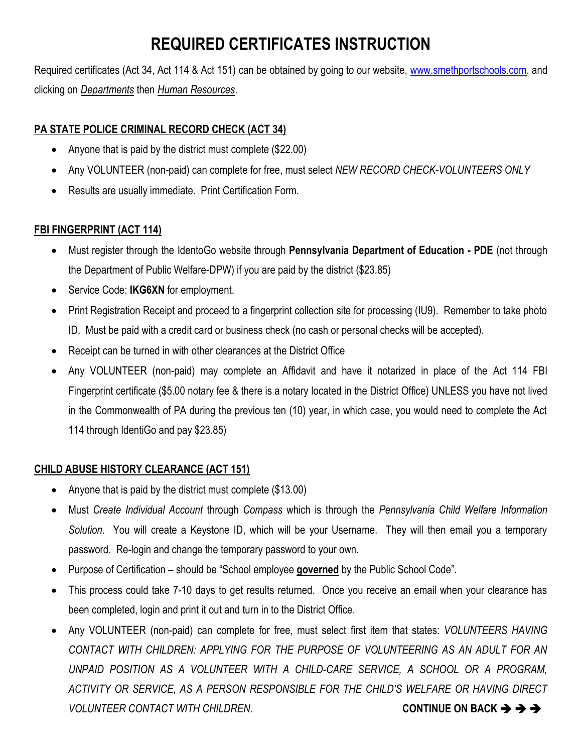# REQUIRED CERTIFICATES INSTRUCTION

Required certificates (Act 34, Act 114 & Act 151) can be obtained by going to our website, [www.smethportschools.com](http://www.smethportschools.com), and clicking on *Departments* then *Human Resources*.

## PA STATE POLICE CRIMINAL RECORD CHECK (ACT 34)

- Anyone that is paid by the district must complete ($22.00)
- Any VOLUNTEER (non-paid) can complete for free, must select *NEW RECORD CHECK-VOLUNTEERS ONLY*
- Results are usually immediate. Print Certification Form.

## FBI FINGERPRINT (ACT 114)

- Must register through the IdentoGo website through **Pennsylvania Department of Education - PDE** (not through the Department of Public Welfare-DPW) if you are paid by the district ($23.85)
- Service Code: **IKG6XN** for employment.
- Print Registration Receipt and proceed to a fingerprint collection site for processing (IU9). Remember to take photo ID. Must be paid with a credit card or business check (no cash or personal checks will be accepted).
- Receipt can be turned in with other clearances at the District Office
- Any VOLUNTEER (non-paid) may complete an Affidavit and have it notarized in place of the Act 114 FBI Fingerprint certificate ($5.00 notary fee & there is a notary located in the District Office) UNLESS you have not lived in the Commonwealth of PA during the previous ten (10) year, in which case, you would need to complete the Act 114 through IdentiGo and pay $23.85)

## CHILD ABUSE HISTORY CLEARANCE (ACT 151)

- Anyone that is paid by the district must complete ($13.00)
- Must *Create Individual Account* through *Compass* which is through the *Pennsylvania Child Welfare Information Solution*. You will create a Keystone ID, which will be your Username. They will then email you a temporary password. Re-login and change the temporary password to your own.
- Purpose of Certification – should be "School employee **governed** by the Public School Code".
- This process could take 7-10 days to get results returned. Once you receive an email when your clearance has been completed, login and print it out and turn in to the District Office.
- Any VOLUNTEER (non-paid) can complete for free, must select first item that states: *VOLUNTEERS HAVING CONTACT WITH CHILDREN: APPLYING FOR THE PURPOSE OF VOLUNTEERING AS AN ADULT FOR AN UNPAID POSITION AS A VOLUNTEER WITH A CHILD-CARE SERVICE, A SCHOOL OR A PROGRAM, ACTIVITY OR SERVICE, AS A PERSON RESPONSIBLE FOR THE CHILD'S WELFARE OR HAVING DIRECT VOLUNTEER CONTACT WITH CHILDREN.*

**CONTINUE ON BACK ➔ ➔ ➔**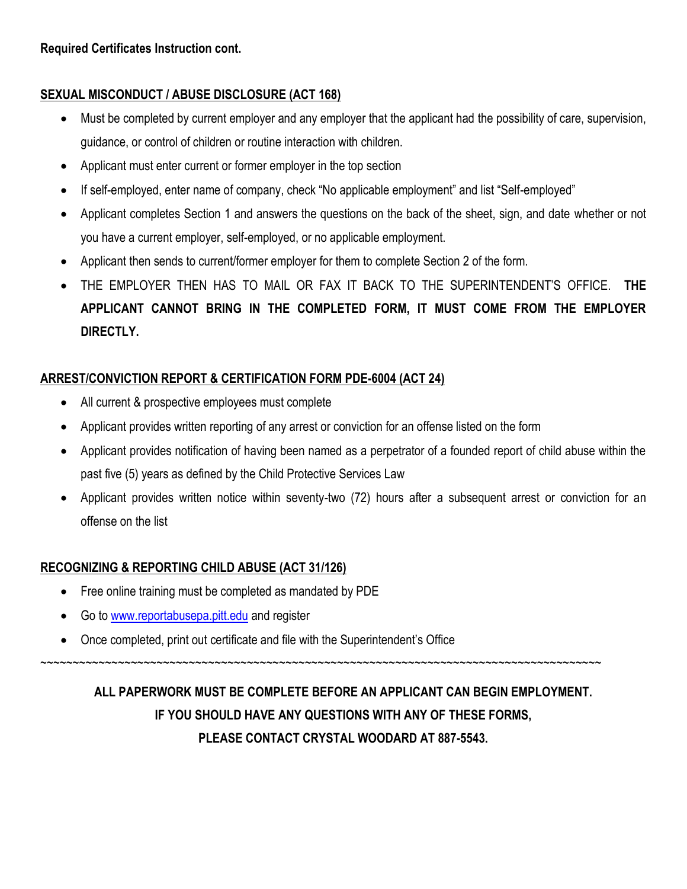**Required Certificates Instruction cont.**

## SEXUAL MISCONDUCT / ABUSE DISCLOSURE (ACT 168)

- Must be completed by current employer and any employer that the applicant had the possibility of care, supervision, guidance, or control of children or routine interaction with children.
- Applicant must enter current or former employer in the top section
- If self-employed, enter name of company, check "No applicable employment" and list "Self-employed"
- Applicant completes Section 1 and answers the questions on the back of the sheet, sign, and date whether or not you have a current employer, self-employed, or no applicable employment.
- Applicant then sends to current/former employer for them to complete Section 2 of the form.
- THE EMPLOYER THEN HAS TO MAIL OR FAX IT BACK TO THE SUPERINTENDENT'S OFFICE. **THE APPLICANT CANNOT BRING IN THE COMPLETED FORM, IT MUST COME FROM THE EMPLOYER DIRECTLY.**

## ARREST/CONVICTION REPORT & CERTIFICATION FORM PDE-6004 (ACT 24)

- All current & prospective employees must complete
- Applicant provides written reporting of any arrest or conviction for an offense listed on the form
- Applicant provides notification of having been named as a perpetrator of a founded report of child abuse within the past five (5) years as defined by the Child Protective Services Law
- Applicant provides written notice within seventy-two (72) hours after a subsequent arrest or conviction for an offense on the list

## RECOGNIZING & REPORTING CHILD ABUSE (ACT 31/126)

- Free online training must be completed as mandated by PDE
- Go to www.reportabusepa.pitt.edu and register
- Once completed, print out certificate and file with the Superintendent's Office

~~~~~~~~~~~~~~~~~~~~~~~~~~~~~~~~~~~~~~~~~~~~~~~~~~~~~~~~~~~~~~~~~~~~~~~~~~~~~~~~~~~~~~~~~~~~

**ALL PAPERWORK MUST BE COMPLETE BEFORE AN APPLICANT CAN BEGIN EMPLOYMENT.**

**IF YOU SHOULD HAVE ANY QUESTIONS WITH ANY OF THESE FORMS,**

**PLEASE CONTACT CRYSTAL WOODARD AT 887-5543.**